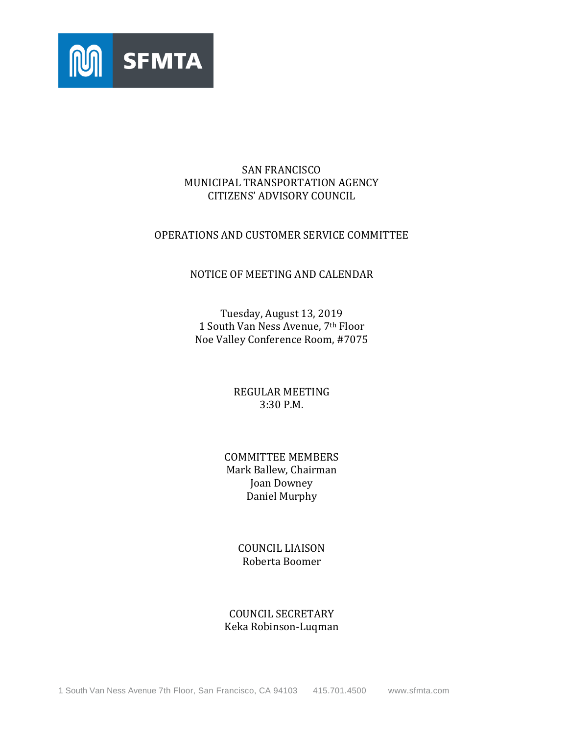SFMTA

# SAN FRANCISCO MUNICIPAL TRANSPORTATION AGENCY CITIZENS' ADVISORY COUNCIL

## OPERATIONS AND CUSTOMER SERVICE COMMITTEE

## NOTICE OF MEETING AND CALENDAR

Tuesday, August 13, 2019
1 South Van Ness Avenue, 7th Floor
Noe Valley Conference Room, #7075

REGULAR MEETING
3:30 P.M.

COMMITTEE MEMBERS
Mark Ballew, Chairman
Joan Downey
Daniel Murphy

COUNCIL LIAISON
Roberta Boomer

COUNCIL SECRETARY
Keka Robinson-Luqman

1 South Van Ness Avenue 7th Floor, San Francisco, CA 94103 415.701.4500 www.sfmta.com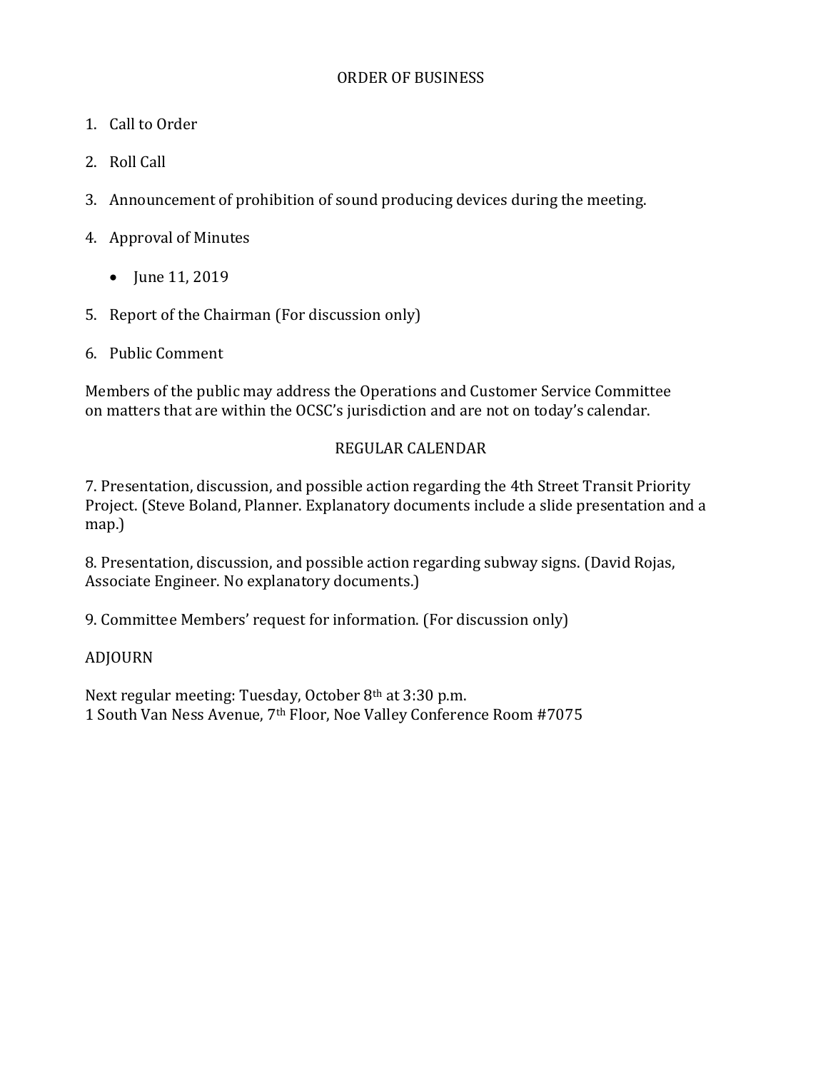## ORDER OF BUSINESS

1. Call to Order
2. Roll Call
3. Announcement of prohibition of sound producing devices during the meeting.
4. Approval of Minutes
    - June 11, 2019
5. Report of the Chairman (For discussion only)
6. Public Comment

Members of the public may address the Operations and Customer Service Committee on matters that are within the OCSC's jurisdiction and are not on today's calendar.

## REGULAR CALENDAR

7. Presentation, discussion, and possible action regarding the 4th Street Transit Priority Project. (Steve Boland, Planner. Explanatory documents include a slide presentation and a map.)

8. Presentation, discussion, and possible action regarding subway signs. (David Rojas, Associate Engineer. No explanatory documents.)

9. Committee Members' request for information. (For discussion only)

ADJOURN

Next regular meeting: Tuesday, October 8th at 3:30 p.m.
1 South Van Ness Avenue, 7th Floor, Noe Valley Conference Room #7075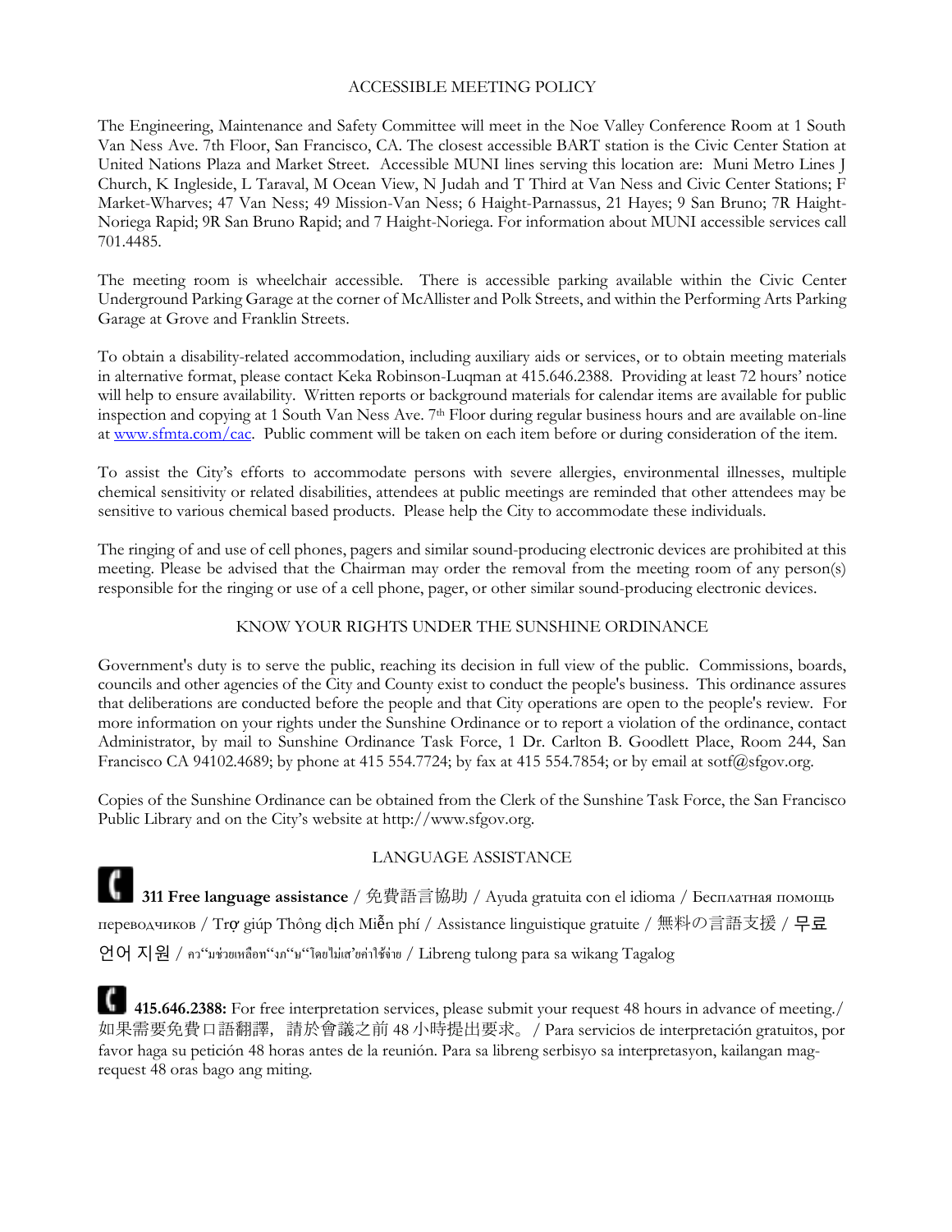## ACCESSIBLE MEETING POLICY

The Engineering, Maintenance and Safety Committee will meet in the Noe Valley Conference Room at 1 South Van Ness Ave. 7th Floor, San Francisco, CA. The closest accessible BART station is the Civic Center Station at United Nations Plaza and Market Street. Accessible MUNI lines serving this location are: Muni Metro Lines J Church, K Ingleside, L Taraval, M Ocean View, N Judah and T Third at Van Ness and Civic Center Stations; F Market-Wharves; 47 Van Ness; 49 Mission-Van Ness; 6 Haight-Parnassus, 21 Hayes; 9 San Bruno; 7R Haight-Noriega Rapid; 9R San Bruno Rapid; and 7 Haight-Noriega. For information about MUNI accessible services call 701.4485.

The meeting room is wheelchair accessible. There is accessible parking available within the Civic Center Underground Parking Garage at the corner of McAllister and Polk Streets, and within the Performing Arts Parking Garage at Grove and Franklin Streets.

To obtain a disability-related accommodation, including auxiliary aids or services, or to obtain meeting materials in alternative format, please contact Keka Robinson-Luqman at 415.646.2388. Providing at least 72 hours' notice will help to ensure availability. Written reports or background materials for calendar items are available for public inspection and copying at 1 South Van Ness Ave. 7th Floor during regular business hours and are available on-line at www.sfmta.com/cac. Public comment will be taken on each item before or during consideration of the item.

To assist the City's efforts to accommodate persons with severe allergies, environmental illnesses, multiple chemical sensitivity or related disabilities, attendees at public meetings are reminded that other attendees may be sensitive to various chemical based products. Please help the City to accommodate these individuals.

The ringing of and use of cell phones, pagers and similar sound-producing electronic devices are prohibited at this meeting. Please be advised that the Chairman may order the removal from the meeting room of any person(s) responsible for the ringing or use of a cell phone, pager, or other similar sound-producing electronic devices.

## KNOW YOUR RIGHTS UNDER THE SUNSHINE ORDINANCE

Government's duty is to serve the public, reaching its decision in full view of the public. Commissions, boards, councils and other agencies of the City and County exist to conduct the people's business. This ordinance assures that deliberations are conducted before the people and that City operations are open to the people's review. For more information on your rights under the Sunshine Ordinance or to report a violation of the ordinance, contact Administrator, by mail to Sunshine Ordinance Task Force, 1 Dr. Carlton B. Goodlett Place, Room 244, San Francisco CA 94102.4689; by phone at 415 554.7724; by fax at 415 554.7854; or by email at sotf@sfgov.org.

Copies of the Sunshine Ordinance can be obtained from the Clerk of the Sunshine Task Force, the San Francisco Public Library and on the City's website at http://www.sfgov.org.

## LANGUAGE ASSISTANCE

**311 Free language assistance** / 免費語言協助 / Ayuda gratuita con el idioma / Бесплатная помощь переводчиков / Trợ giúp Thông dịch Miễn phí / Assistance linguistique gratuite / 無料の言語支援 / 무료 언어 지원 / คว"มช่วยเหลือท"งภ"ษ"โดยไม่เส'ยค่าใช้จ่าย / Libreng tulong para sa wikang Tagalog

**415.646.2388:** For free interpretation services, please submit your request 48 hours in advance of meeting./ 如果需要免費口語翻譯，請於會議之前 48 小時提出要求。/ Para servicios de interpretación gratuitos, por favor haga su petición 48 horas antes de la reunión. Para sa libreng serbisyo sa interpretasyon, kailangan mag-request 48 oras bago ang miting.